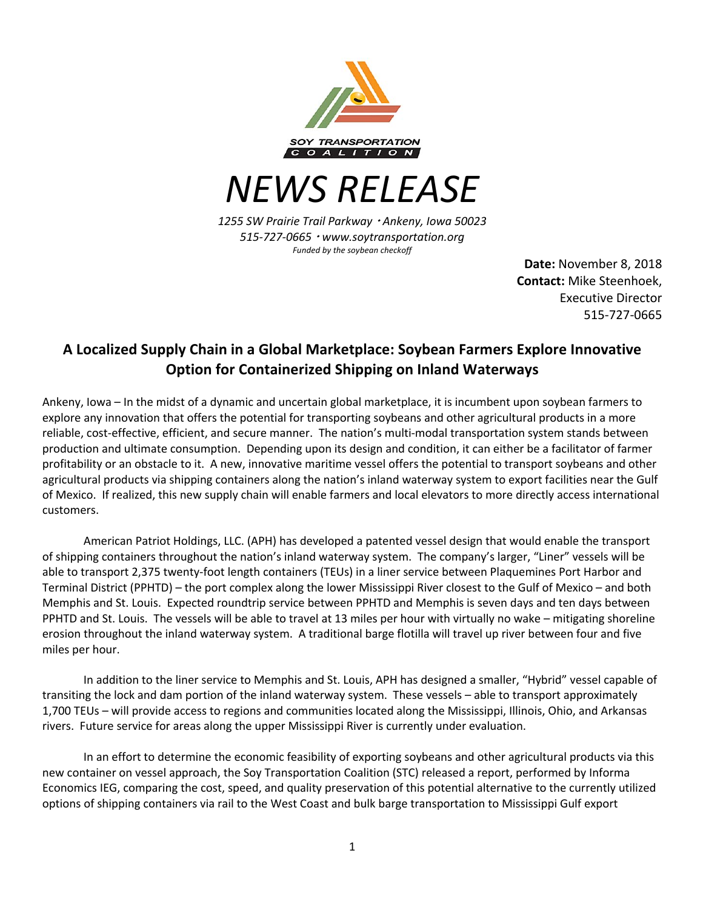SOY TRANSPORTATION COALITION

# NEWS RELEASE

*1255 SW Prairie Trail Parkway・Ankeny, Iowa 50023*
*515-727-0665・www.soytransportation.org*
*Funded by the soybean checkoff*

**Date:** November 8, 2018
**Contact:** Mike Steenhoek, Executive Director
515-727-0665

## A Localized Supply Chain in a Global Marketplace: Soybean Farmers Explore Innovative Option for Containerized Shipping on Inland Waterways

Ankeny, Iowa – In the midst of a dynamic and uncertain global marketplace, it is incumbent upon soybean farmers to explore any innovation that offers the potential for transporting soybeans and other agricultural products in a more reliable, cost-effective, efficient, and secure manner. The nation's multi-modal transportation system stands between production and ultimate consumption. Depending upon its design and condition, it can either be a facilitator of farmer profitability or an obstacle to it. A new, innovative maritime vessel offers the potential to transport soybeans and other agricultural products via shipping containers along the nation's inland waterway system to export facilities near the Gulf of Mexico. If realized, this new supply chain will enable farmers and local elevators to more directly access international customers.

American Patriot Holdings, LLC. (APH) has developed a patented vessel design that would enable the transport of shipping containers throughout the nation's inland waterway system. The company's larger, "Liner" vessels will be able to transport 2,375 twenty-foot length containers (TEUs) in a liner service between Plaquemines Port Harbor and Terminal District (PPHTD) – the port complex along the lower Mississippi River closest to the Gulf of Mexico – and both Memphis and St. Louis. Expected roundtrip service between PPHTD and Memphis is seven days and ten days between PPHTD and St. Louis. The vessels will be able to travel at 13 miles per hour with virtually no wake – mitigating shoreline erosion throughout the inland waterway system. A traditional barge flotilla will travel up river between four and five miles per hour.

In addition to the liner service to Memphis and St. Louis, APH has designed a smaller, "Hybrid" vessel capable of transiting the lock and dam portion of the inland waterway system. These vessels – able to transport approximately 1,700 TEUs – will provide access to regions and communities located along the Mississippi, Illinois, Ohio, and Arkansas rivers. Future service for areas along the upper Mississippi River is currently under evaluation.

In an effort to determine the economic feasibility of exporting soybeans and other agricultural products via this new container on vessel approach, the Soy Transportation Coalition (STC) released a report, performed by Informa Economics IEG, comparing the cost, speed, and quality preservation of this potential alternative to the currently utilized options of shipping containers via rail to the West Coast and bulk barge transportation to Mississippi Gulf export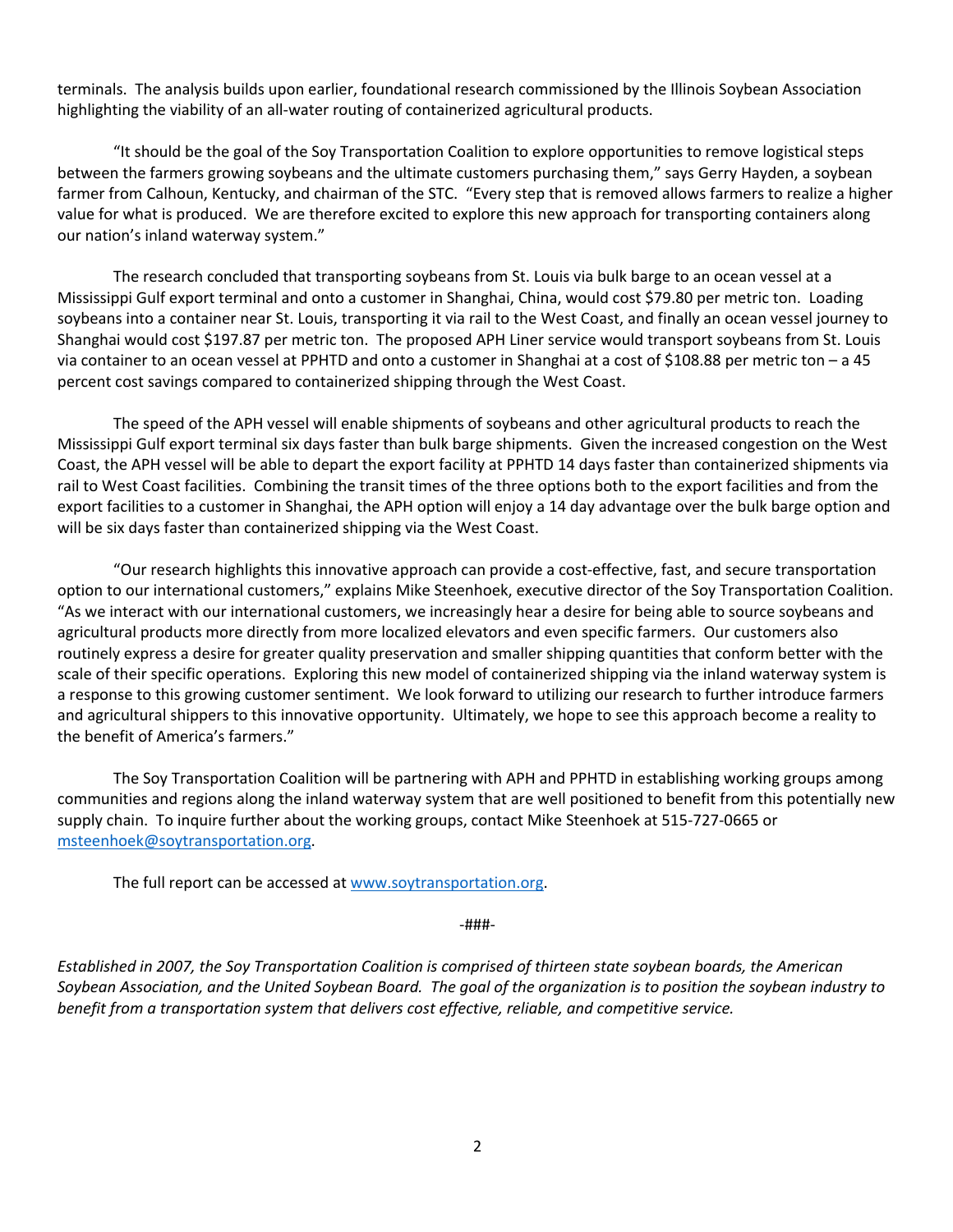terminals. The analysis builds upon earlier, foundational research commissioned by the Illinois Soybean Association highlighting the viability of an all-water routing of containerized agricultural products.

"It should be the goal of the Soy Transportation Coalition to explore opportunities to remove logistical steps between the farmers growing soybeans and the ultimate customers purchasing them," says Gerry Hayden, a soybean farmer from Calhoun, Kentucky, and chairman of the STC. "Every step that is removed allows farmers to realize a higher value for what is produced. We are therefore excited to explore this new approach for transporting containers along our nation's inland waterway system."

The research concluded that transporting soybeans from St. Louis via bulk barge to an ocean vessel at a Mississippi Gulf export terminal and onto a customer in Shanghai, China, would cost $79.80 per metric ton. Loading soybeans into a container near St. Louis, transporting it via rail to the West Coast, and finally an ocean vessel journey to Shanghai would cost $197.87 per metric ton. The proposed APH Liner service would transport soybeans from St. Louis via container to an ocean vessel at PPHTD and onto a customer in Shanghai at a cost of $108.88 per metric ton – a 45 percent cost savings compared to containerized shipping through the West Coast.

The speed of the APH vessel will enable shipments of soybeans and other agricultural products to reach the Mississippi Gulf export terminal six days faster than bulk barge shipments. Given the increased congestion on the West Coast, the APH vessel will be able to depart the export facility at PPHTD 14 days faster than containerized shipments via rail to West Coast facilities. Combining the transit times of the three options both to the export facilities and from the export facilities to a customer in Shanghai, the APH option will enjoy a 14 day advantage over the bulk barge option and will be six days faster than containerized shipping via the West Coast.

"Our research highlights this innovative approach can provide a cost-effective, fast, and secure transportation option to our international customers," explains Mike Steenhoek, executive director of the Soy Transportation Coalition. "As we interact with our international customers, we increasingly hear a desire for being able to source soybeans and agricultural products more directly from more localized elevators and even specific farmers. Our customers also routinely express a desire for greater quality preservation and smaller shipping quantities that conform better with the scale of their specific operations. Exploring this new model of containerized shipping via the inland waterway system is a response to this growing customer sentiment. We look forward to utilizing our research to further introduce farmers and agricultural shippers to this innovative opportunity. Ultimately, we hope to see this approach become a reality to the benefit of America's farmers."

The Soy Transportation Coalition will be partnering with APH and PPHTD in establishing working groups among communities and regions along the inland waterway system that are well positioned to benefit from this potentially new supply chain. To inquire further about the working groups, contact Mike Steenhoek at 515-727-0665 or msteenhoek@soytransportation.org.

The full report can be accessed at www.soytransportation.org.

-###-

*Established in 2007, the Soy Transportation Coalition is comprised of thirteen state soybean boards, the American Soybean Association, and the United Soybean Board. The goal of the organization is to position the soybean industry to benefit from a transportation system that delivers cost effective, reliable, and competitive service.*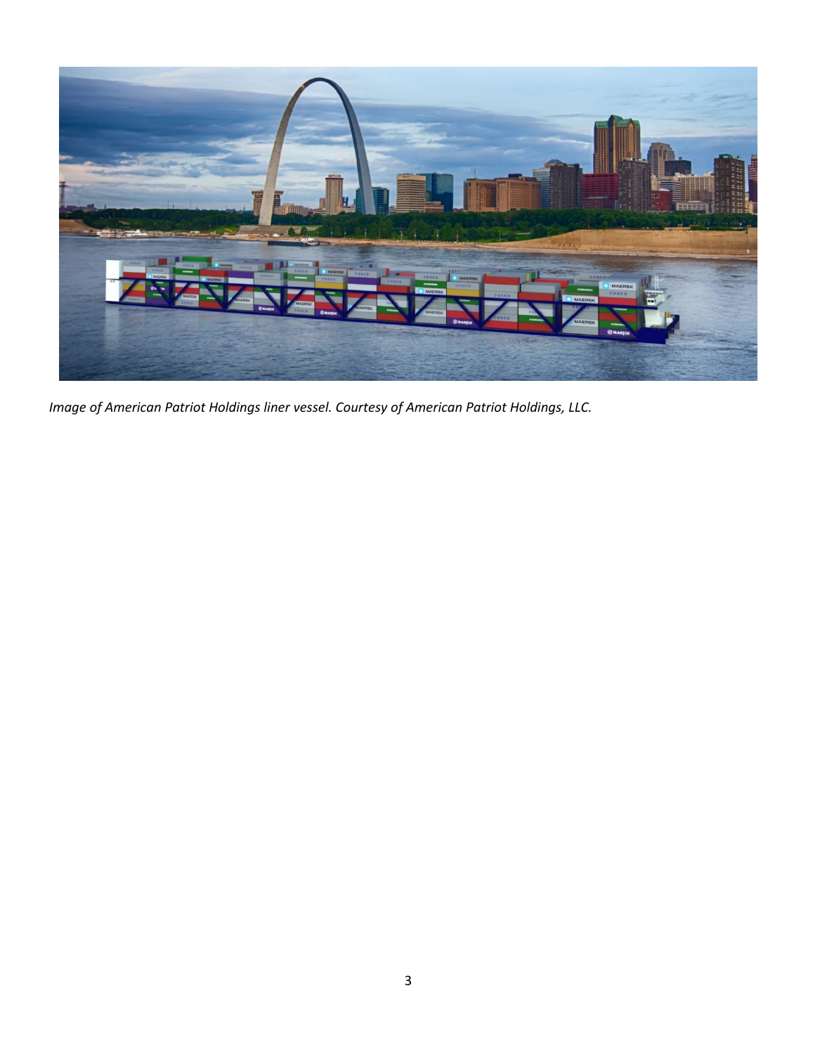*Image of American Patriot Holdings liner vessel. Courtesy of American Patriot Holdings, LLC.*